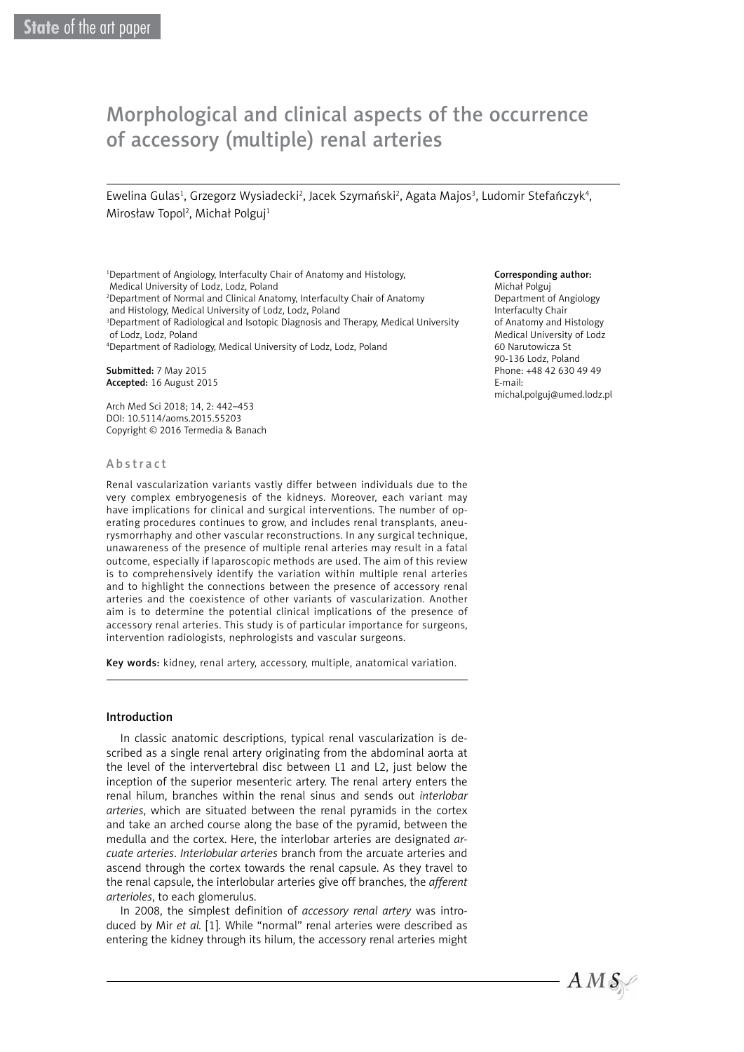State of the art paper

# Morphological and clinical aspects of the occurrence of accessory (multiple) renal arteries

Ewelina Gulas[1], Grzegorz Wysiadecki[2], Jacek Szymański[2], Agata Majos[3], Ludomir Stefańczyk[4], Mirosław Topol[2], Michał Polguj[1]

[1]Department of Angiology, Interfaculty Chair of Anatomy and Histology, Medical University of Lodz, Lodz, Poland
[2]Department of Normal and Clinical Anatomy, Interfaculty Chair of Anatomy and Histology, Medical University of Lodz, Lodz, Poland
[3]Department of Radiological and Isotopic Diagnosis and Therapy, Medical University of Lodz, Lodz, Poland
[4]Department of Radiology, Medical University of Lodz, Lodz, Poland

**Submitted:** 7 May 2015
**Accepted:** 16 August 2015

Arch Med Sci 2018; 14, 2: 442–453
DOI: 10.5114/aoms.2015.55203
Copyright © 2016 Termedia & Banach

**Corresponding author:**
Michał Polguj
Department of Angiology
Interfaculty Chair
of Anatomy and Histology
Medical University of Lodz
60 Narutowicza St
90-136 Lodz, Poland
Phone: +48 42 630 49 49
E-mail:
michal.polguj@umed.lodz.pl

## Abstract

Renal vascularization variants vastly differ between individuals due to the very complex embryogenesis of the kidneys. Moreover, each variant may have implications for clinical and surgical interventions. The number of operating procedures continues to grow, and includes renal transplants, aneurysmorrhaphy and other vascular reconstructions. In any surgical technique, unawareness of the presence of multiple renal arteries may result in a fatal outcome, especially if laparoscopic methods are used. The aim of this review is to comprehensively identify the variation within multiple renal arteries and to highlight the connections between the presence of accessory renal arteries and the coexistence of other variants of vascularization. Another aim is to determine the potential clinical implications of the presence of accessory renal arteries. This study is of particular importance for surgeons, intervention radiologists, nephrologists and vascular surgeons.

**Key words:** kidney, renal artery, accessory, multiple, anatomical variation.

## Introduction

In classic anatomic descriptions, typical renal vascularization is described as a single renal artery originating from the abdominal aorta at the level of the intervertebral disc between L1 and L2, just below the inception of the superior mesenteric artery. The renal artery enters the renal hilum, branches within the renal sinus and sends out *interlobar arteries*, which are situated between the renal pyramids in the cortex and take an arched course along the base of the pyramid, between the medulla and the cortex. Here, the interlobar arteries are designated *arcuate arteries*. *Interlobular arteries* branch from the arcuate arteries and ascend through the cortex towards the renal capsule. As they travel to the renal capsule, the interlobular arteries give off branches, the *afferent arterioles*, to each glomerulus.

In 2008, the simplest definition of *accessory renal artery* was introduced by Mir *et al.* [1]. While "normal" renal arteries were described as entering the kidney through its hilum, the accessory renal arteries might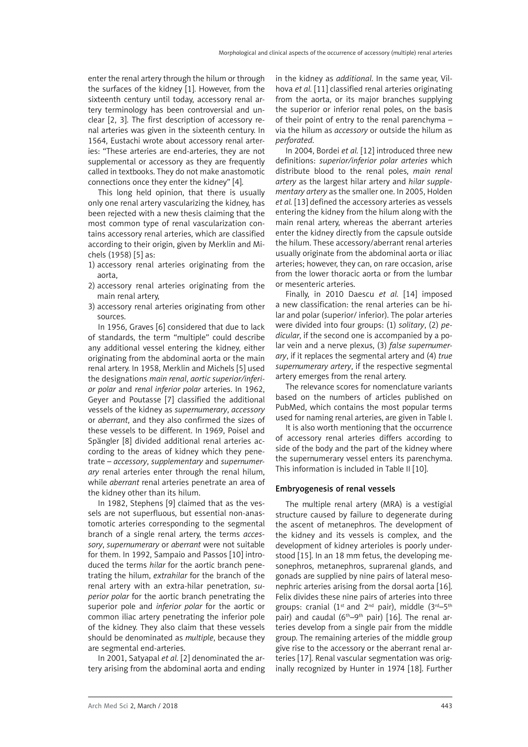enter the renal artery through the hilum or through the surfaces of the kidney [1]. However, from the sixteenth century until today, accessory renal artery terminology has been controversial and unclear [2, 3]. The first description of accessory renal arteries was given in the sixteenth century. In 1564, Eustachi wrote about accessory renal arteries: "These arteries are end-arteries, they are not supplemental or accessory as they are frequently called in textbooks. They do not make anastomotic connections once they enter the kidney" [4].

This long held opinion, that there is usually only one renal artery vascularizing the kidney, has been rejected with a new thesis claiming that the most common type of renal vascularization contains accessory renal arteries, which are classified according to their origin, given by Merklin and Michels (1958) [5] as:

1) accessory renal arteries originating from the aorta,
2) accessory renal arteries originating from the main renal artery,
3) accessory renal arteries originating from other sources.

In 1956, Graves [6] considered that due to lack of standards, the term "multiple" could describe any additional vessel entering the kidney, either originating from the abdominal aorta or the main renal artery. In 1958, Merklin and Michels [5] used the designations *main renal*, *aortic superior/inferior polar* and *renal inferior polar* arteries. In 1962, Geyer and Poutasse [7] classified the additional vessels of the kidney as *supernumerary*, *accessory* or *aberrant*, and they also confirmed the sizes of these vessels to be different. In 1969, Poisel and Spängler [8] divided additional renal arteries according to the areas of kidney which they penetrate – *accessory*, *supplementary* and *supernumerary* renal arteries enter through the renal hilum, while *aberrant* renal arteries penetrate an area of the kidney other than its hilum.

In 1982, Stephens [9] claimed that as the vessels are not superfluous, but essential non-anastomotic arteries corresponding to the segmental branch of a single renal artery, the terms *accessory*, *supernumerary* or *aberrant* were not suitable for them. In 1992, Sampaio and Passos [10] introduced the terms *hilar* for the aortic branch penetrating the hilum, *extrahilar* for the branch of the renal artery with an extra-hilar penetration, *superior polar* for the aortic branch penetrating the superior pole and *inferior polar* for the aortic or common iliac artery penetrating the inferior pole of the kidney. They also claim that these vessels should be denominated as *multiple*, because they are segmental end-arteries.

In 2001, Satyapal *et al.* [2] denominated the artery arising from the abdominal aorta and ending in the kidney as *additional*. In the same year, Vilhova *et al.* [11] classified renal arteries originating from the aorta, or its major branches supplying the superior or inferior renal poles, on the basis of their point of entry to the renal parenchyma – via the hilum as *accessory* or outside the hilum as *perforated*.

In 2004, Bordei *et al.* [12] introduced three new definitions: *superior/inferior polar arteries* which distribute blood to the renal poles, *main renal artery* as the largest hilar artery and *hilar supplementary artery* as the smaller one. In 2005, Holden *et al.* [13] defined the accessory arteries as vessels entering the kidney from the hilum along with the main renal artery, whereas the aberrant arteries enter the kidney directly from the capsule outside the hilum. These accessory/aberrant renal arteries usually originate from the abdominal aorta or iliac arteries; however, they can, on rare occasion, arise from the lower thoracic aorta or from the lumbar or mesenteric arteries.

Finally, in 2010 Daescu *et al.* [14] imposed a new classification: the renal arteries can be hilar and polar (superior/ inferior). The polar arteries were divided into four groups: (1) *solitary*, (2) *pedicular*, if the second one is accompanied by a polar vein and a nerve plexus, (3) *false supernumerary*, if it replaces the segmental artery and (4) *true supernumerary artery*, if the respective segmental artery emerges from the renal artery.

The relevance scores for nomenclature variants based on the numbers of articles published on PubMed, which contains the most popular terms used for naming renal arteries, are given in Table I.

It is also worth mentioning that the occurrence of accessory renal arteries differs according to side of the body and the part of the kidney where the supernumerary vessel enters its parenchyma. This information is included in Table II [10].

## Embryogenesis of renal vessels

The multiple renal artery (MRA) is a vestigial structure caused by failure to degenerate during the ascent of metanephros. The development of the kidney and its vessels is complex, and the development of kidney arterioles is poorly understood [15]. In an 18 mm fetus, the developing mesonephros, metanephros, suprarenal glands, and gonads are supplied by nine pairs of lateral mesonephric arteries arising from the dorsal aorta [16]. Felix divides these nine pairs of arteries into three groups: cranial (1st and 2nd pair), middle (3rd–5th pair) and caudal (6th–9th pair) [16]. The renal arteries develop from a single pair from the middle group. The remaining arteries of the middle group give rise to the accessory or the aberrant renal arteries [17]. Renal vascular segmentation was originally recognized by Hunter in 1974 [18]. Further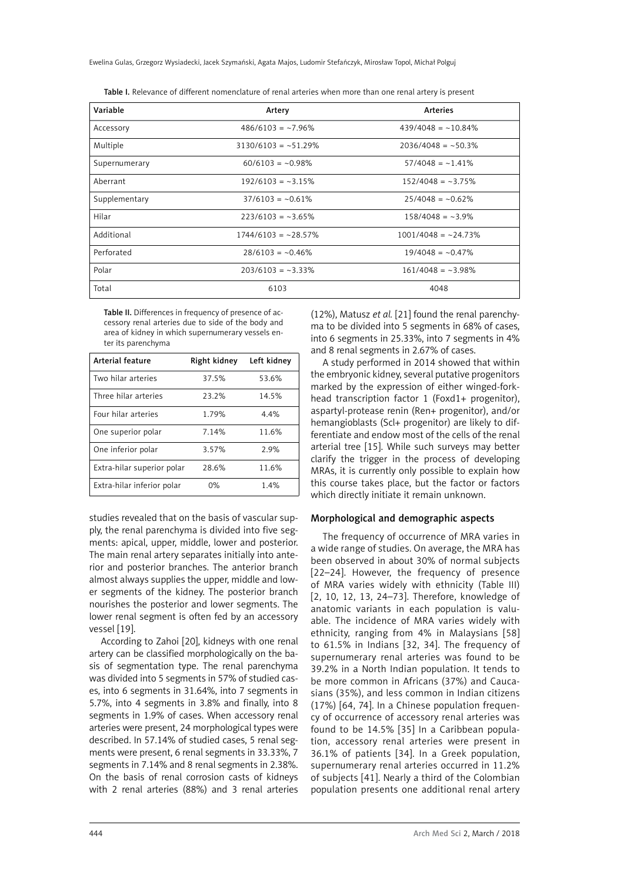Table I. Relevance of different nomenclature of renal arteries when more than one renal artery is present

| Variable | Artery | Arteries |
|---|---|---|
| Accessory | 486/6103 = ~7.96% | 439/4048 = ~10.84% |
| Multiple | 3130/6103 = ~51.29% | 2036/4048 = ~50.3% |
| Supernumerary | 60/6103 = ~0.98% | 57/4048 = ~1.41% |
| Aberrant | 192/6103 = ~3.15% | 152/4048 = ~3.75% |
| Supplementary | 37/6103 = ~0.61% | 25/4048 = ~0.62% |
| Hilar | 223/6103 = ~3.65% | 158/4048 = ~3.9% |
| Additional | 1744/6103 = ~28.57% | 1001/4048 = ~24.73% |
| Perforated | 28/6103 = ~0.46% | 19/4048 = ~0.47% |
| Polar | 203/6103 = ~3.33% | 161/4048 = ~3.98% |
| Total | 6103 | 4048 |

Table II. Differences in frequency of presence of accessory renal arteries due to side of the body and area of kidney in which supernumerary vessels enter its parenchyma

| Arterial feature | Right kidney | Left kidney |
|---|---|---|
| Two hilar arteries | 37.5% | 53.6% |
| Three hilar arteries | 23.2% | 14.5% |
| Four hilar arteries | 1.79% | 4.4% |
| One superior polar | 7.14% | 11.6% |
| One inferior polar | 3.57% | 2.9% |
| Extra-hilar superior polar | 28.6% | 11.6% |
| Extra-hilar inferior polar | 0% | 1.4% |

studies revealed that on the basis of vascular supply, the renal parenchyma is divided into five segments: apical, upper, middle, lower and posterior. The main renal artery separates initially into anterior and posterior branches. The anterior branch almost always supplies the upper, middle and lower segments of the kidney. The posterior branch nourishes the posterior and lower segments. The lower renal segment is often fed by an accessory vessel [19].

According to Zahoi [20], kidneys with one renal artery can be classified morphologically on the basis of segmentation type. The renal parenchyma was divided into 5 segments in 57% of studied cases, into 6 segments in 31.64%, into 7 segments in 5.7%, into 4 segments in 3.8% and finally, into 8 segments in 1.9% of cases. When accessory renal arteries were present, 24 morphological types were described. In 57.14% of studied cases, 5 renal segments were present, 6 renal segments in 33.33%, 7 segments in 7.14% and 8 renal segments in 2.38%. On the basis of renal corrosion casts of kidneys with 2 renal arteries (88%) and 3 renal arteries (12%), Matusz *et al.* [21] found the renal parenchyma to be divided into 5 segments in 68% of cases, into 6 segments in 25.33%, into 7 segments in 4% and 8 renal segments in 2.67% of cases.

A study performed in 2014 showed that within the embryonic kidney, several putative progenitors marked by the expression of either winged-forkhead transcription factor 1 (Foxd1+ progenitor), aspartyl-protease renin (Ren+ progenitor), and/or hemangioblasts (Scl+ progenitor) are likely to differentiate and endow most of the cells of the renal arterial tree [15]. While such surveys may better clarify the trigger in the process of developing MRAs, it is currently only possible to explain how this course takes place, but the factor or factors which directly initiate it remain unknown.

## Morphological and demographic aspects

The frequency of occurrence of MRA varies in a wide range of studies. On average, the MRA has been observed in about 30% of normal subjects [22–24]. However, the frequency of presence of MRA varies widely with ethnicity (Table III) [2, 10, 12, 13, 24–73]. Therefore, knowledge of anatomic variants in each population is valuable. The incidence of MRA varies widely with ethnicity, ranging from 4% in Malaysians [58] to 61.5% in Indians [32, 34]. The frequency of supernumerary renal arteries was found to be 39.2% in a North Indian population. It tends to be more common in Africans (37%) and Caucasians (35%), and less common in Indian citizens (17%) [64, 74]. In a Chinese population frequency of occurrence of accessory renal arteries was found to be 14.5% [35] In a Caribbean population, accessory renal arteries were present in 36.1% of patients [34]. In a Greek population, supernumerary renal arteries occurred in 11.2% of subjects [41]. Nearly a third of the Colombian population presents one additional renal artery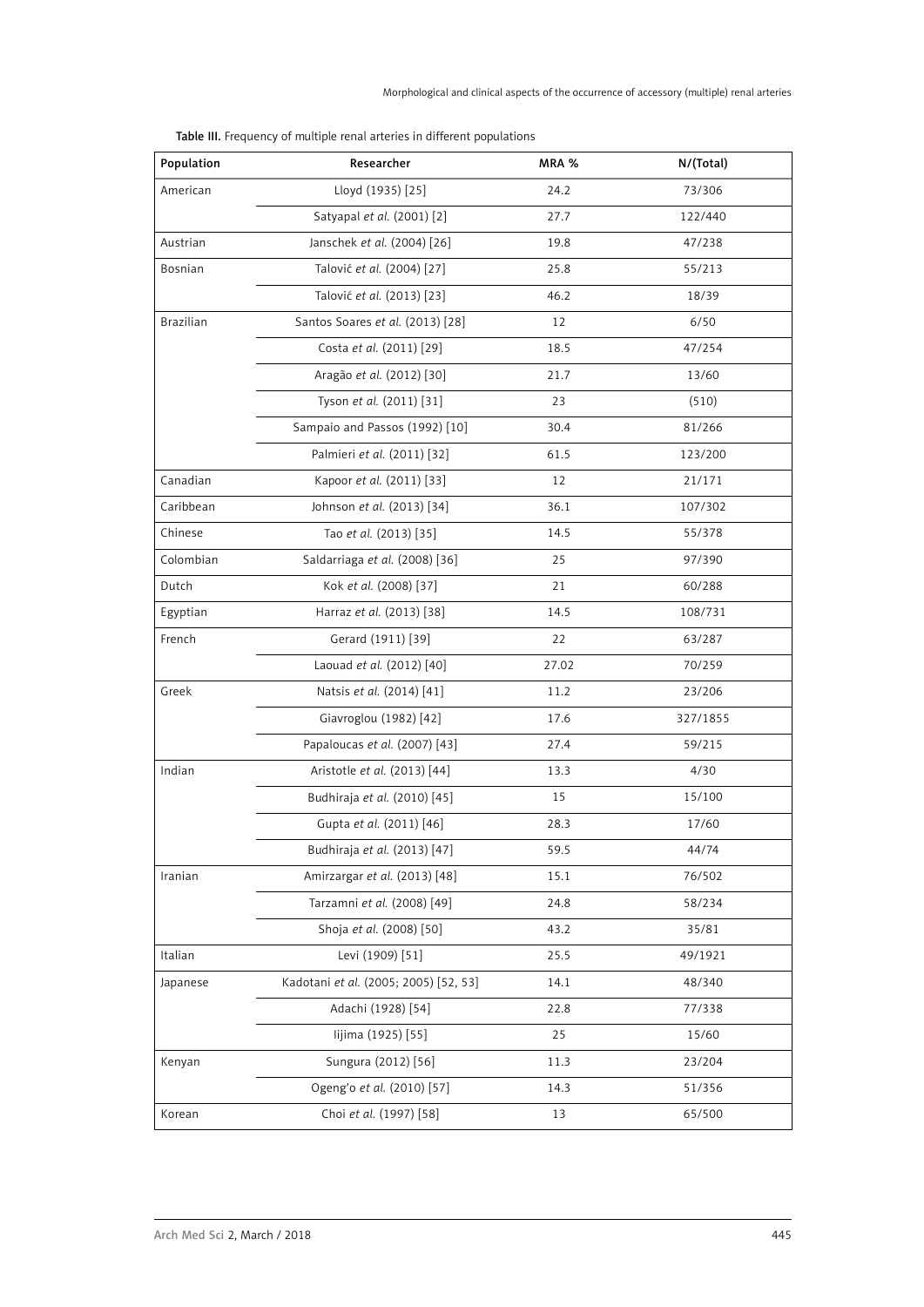Table III. Frequency of multiple renal arteries in different populations

| Population | Researcher | MRA % | N/(Total) |
|---|---|---|---|
| American | Lloyd (1935) [25] | 24.2 | 73/306 |
| | Satyapal *et al.* (2001) [2] | 27.7 | 122/440 |
| Austrian | Janschek *et al.* (2004) [26] | 19.8 | 47/238 |
| Bosnian | Talović *et al.* (2004) [27] | 25.8 | 55/213 |
| | Talović *et al.* (2013) [23] | 46.2 | 18/39 |
| Brazilian | Santos Soares *et al.* (2013) [28] | 12 | 6/50 |
| | Costa *et al.* (2011) [29] | 18.5 | 47/254 |
| | Aragão *et al.* (2012) [30] | 21.7 | 13/60 |
| | Tyson *et al.* (2011) [31] | 23 | (510) |
| | Sampaio and Passos (1992) [10] | 30.4 | 81/266 |
| | Palmieri *et al.* (2011) [32] | 61.5 | 123/200 |
| Canadian | Kapoor *et al.* (2011) [33] | 12 | 21/171 |
| Caribbean | Johnson *et al.* (2013) [34] | 36.1 | 107/302 |
| Chinese | Tao *et al.* (2013) [35] | 14.5 | 55/378 |
| Colombian | Saldarriaga *et al.* (2008) [36] | 25 | 97/390 |
| Dutch | Kok *et al.* (2008) [37] | 21 | 60/288 |
| Egyptian | Harraz *et al.* (2013) [38] | 14.5 | 108/731 |
| French | Gerard (1911) [39] | 22 | 63/287 |
| | Laouad *et al.* (2012) [40] | 27.02 | 70/259 |
| Greek | Natsis *et al.* (2014) [41] | 11.2 | 23/206 |
| | Giavroglou (1982) [42] | 17.6 | 327/1855 |
| | Papaloucas *et al.* (2007) [43] | 27.4 | 59/215 |
| Indian | Aristotle *et al.* (2013) [44] | 13.3 | 4/30 |
| | Budhiraja *et al.* (2010) [45] | 15 | 15/100 |
| | Gupta *et al.* (2011) [46] | 28.3 | 17/60 |
| | Budhiraja *et al.* (2013) [47] | 59.5 | 44/74 |
| Iranian | Amirzargar *et al.* (2013) [48] | 15.1 | 76/502 |
| | Tarzamni *et al.* (2008) [49] | 24.8 | 58/234 |
| | Shoja *et al.* (2008) [50] | 43.2 | 35/81 |
| Italian | Levi (1909) [51] | 25.5 | 49/1921 |
| Japanese | Kadotani *et al.* (2005; 2005) [52, 53] | 14.1 | 48/340 |
| | Adachi (1928) [54] | 22.8 | 77/338 |
| | Iijima (1925) [55] | 25 | 15/60 |
| Kenyan | Sungura (2012) [56] | 11.3 | 23/204 |
| | Ogeng'o *et al.* (2010) [57] | 14.3 | 51/356 |
| Korean | Choi *et al.* (1997) [58] | 13 | 65/500 |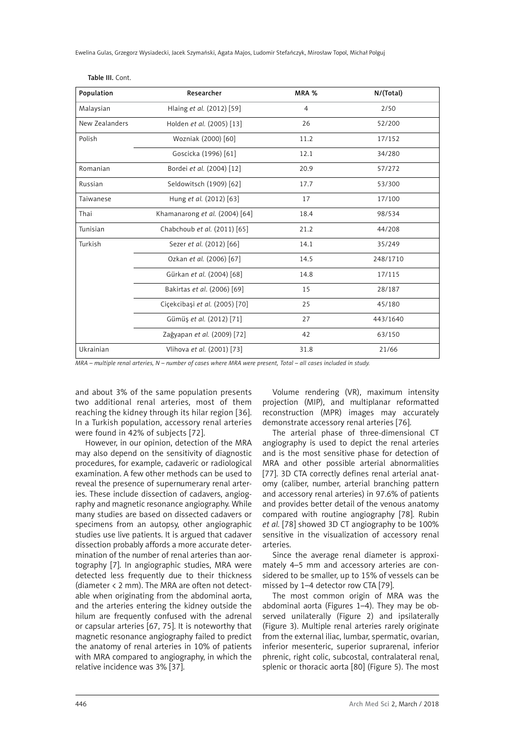Table III. Cont.

| Population | Researcher | MRA % | N/(Total) |
|---|---|---|---|
| Malaysian | Hlaing *et al.* (2012) [59] | 4 | 2/50 |
| New Zealanders | Holden *et al.* (2005) [13] | 26 | 52/200 |
| Polish | Wozniak (2000) [60] | 11.2 | 17/152 |
| | Goscicka (1996) [61] | 12.1 | 34/280 |
| Romanian | Bordei *et al.* (2004) [12] | 20.9 | 57/272 |
| Russian | Seldowitsch (1909) [62] | 17.7 | 53/300 |
| Taiwanese | Hung *et al.* (2012) [63] | 17 | 17/100 |
| Thai | Khamanarong *et al.* (2004) [64] | 18.4 | 98/534 |
| Tunisian | Chabchoub *et al.* (2011) [65] | 21.2 | 44/208 |
| Turkish | Sezer *et al.* (2012) [66] | 14.1 | 35/249 |
| | Ozkan *et al.* (2006) [67] | 14.5 | 248/1710 |
| | Gürkan *et al.* (2004) [68] | 14.8 | 17/115 |
| | Bakirtas *et al.* (2006) [69] | 15 | 28/187 |
| | Ciçekcibaşi *et al.* (2005) [70] | 25 | 45/180 |
| | Gümüş *et al.* (2012) [71] | 27 | 443/1640 |
| | Zağyapan *et al.* (2009) [72] | 42 | 63/150 |
| Ukrainian | Vlihova *et al.* (2001) [73] | 31.8 | 21/66 |

*MRA – multiple renal arteries, N – number of cases where MRA were present, Total – all cases included in study.*

and about 3% of the same population presents two additional renal arteries, most of them reaching the kidney through its hilar region [36]. In a Turkish population, accessory renal arteries were found in 42% of subjects [72].

However, in our opinion, detection of the MRA may also depend on the sensitivity of diagnostic procedures, for example, cadaveric or radiological examination. A few other methods can be used to reveal the presence of supernumerary renal arteries. These include dissection of cadavers, angiography and magnetic resonance angiography. While many studies are based on dissected cadavers or specimens from an autopsy, other angiographic studies use live patients. It is argued that cadaver dissection probably affords a more accurate determination of the number of renal arteries than aortography [7]. In angiographic studies, MRA were detected less frequently due to their thickness (diameter < 2 mm). The MRA are often not detectable when originating from the abdominal aorta, and the arteries entering the kidney outside the hilum are frequently confused with the adrenal or capsular arteries [67, 75]. It is noteworthy that magnetic resonance angiography failed to predict the anatomy of renal arteries in 10% of patients with MRA compared to angiography, in which the relative incidence was 3% [37].

Volume rendering (VR), maximum intensity projection (MIP), and multiplanar reformatted reconstruction (MPR) images may accurately demonstrate accessory renal arteries [76].

The arterial phase of three-dimensional CT angiography is used to depict the renal arteries and is the most sensitive phase for detection of MRA and other possible arterial abnormalities [77]. 3D CTA correctly defines renal arterial anatomy (caliber, number, arterial branching pattern and accessory renal arteries) in 97.6% of patients and provides better detail of the venous anatomy compared with routine angiography [78]. Rubin *et al.* [78] showed 3D CT angiography to be 100% sensitive in the visualization of accessory renal arteries.

Since the average renal diameter is approximately 4–5 mm and accessory arteries are considered to be smaller, up to 15% of vessels can be missed by 1–4 detector row CTA [79].

The most common origin of MRA was the abdominal aorta (Figures 1–4). They may be observed unilaterally (Figure 2) and ipsilaterally (Figure 3). Multiple renal arteries rarely originate from the external iliac, lumbar, spermatic, ovarian, inferior mesenteric, superior suprarenal, inferior phrenic, right colic, subcostal, contralateral renal, splenic or thoracic aorta [80] (Figure 5). The most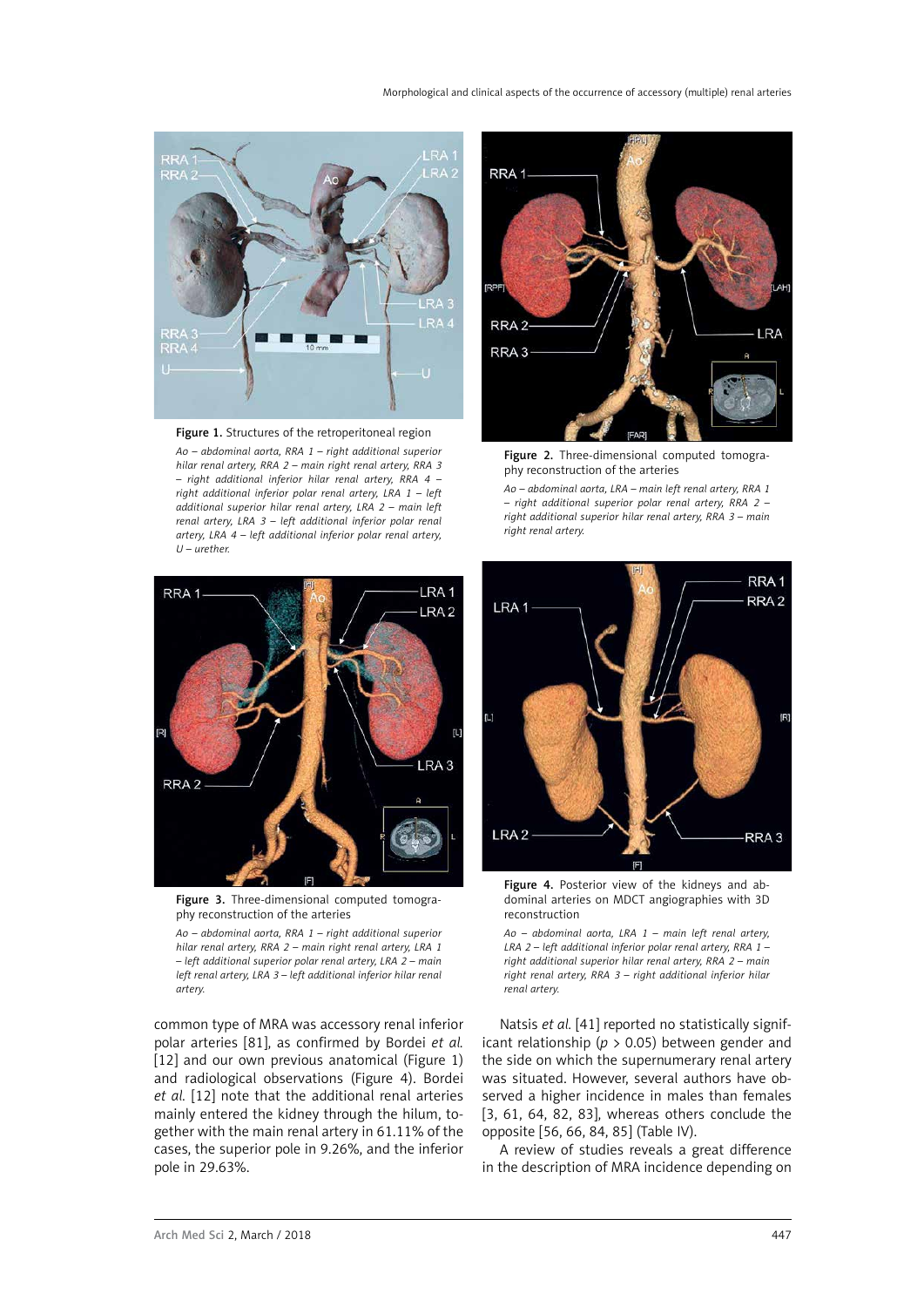**Figure 1.** Structures of the retroperitoneal region

*Ao – abdominal aorta, RRA 1 – right additional superior hilar renal artery, RRA 2 – main right renal artery, RRA 3 – right additional inferior hilar renal artery, RRA 4 – right additional inferior polar renal artery, LRA 1 – left additional superior hilar renal artery, LRA 2 – main left renal artery, LRA 3 – left additional inferior polar renal artery, LRA 4 – left additional inferior polar renal artery, U – urether.*

**Figure 2.** Three-dimensional computed tomography reconstruction of the arteries

*Ao – abdominal aorta, LRA – main left renal artery, RRA 1 – right additional superior polar renal artery, RRA 2 – right additional superior hilar renal artery, RRA 3 – main right renal artery.*

**Figure 3.** Three-dimensional computed tomography reconstruction of the arteries

*Ao – abdominal aorta, RRA 1 – right additional superior hilar renal artery, RRA 2 – main right renal artery, LRA 1 – left additional superior polar renal artery, LRA 2 – main left renal artery, LRA 3 – left additional inferior hilar renal artery.*

**Figure 4.** Posterior view of the kidneys and abdominal arteries on MDCT angiographies with 3D reconstruction

*Ao – abdominal aorta, LRA 1 – main left renal artery, LRA 2 – left additional inferior polar renal artery, RRA 1 – right additional superior hilar renal artery, RRA 2 – main right renal artery, RRA 3 – right additional inferior hilar renal artery.*

common type of MRA was accessory renal inferior polar arteries [81], as confirmed by Bordei *et al.* [12] and our own previous anatomical (Figure 1) and radiological observations (Figure 4). Bordei *et al.* [12] note that the additional renal arteries mainly entered the kidney through the hilum, together with the main renal artery in 61.11% of the cases, the superior pole in 9.26%, and the inferior pole in 29.63%.

Natsis *et al.* [41] reported no statistically significant relationship ($p > 0.05$) between gender and the side on which the supernumerary renal artery was situated. However, several authors have observed a higher incidence in males than females [3, 61, 64, 82, 83], whereas others conclude the opposite [56, 66, 84, 85] (Table IV).

A review of studies reveals a great difference in the description of MRA incidence depending on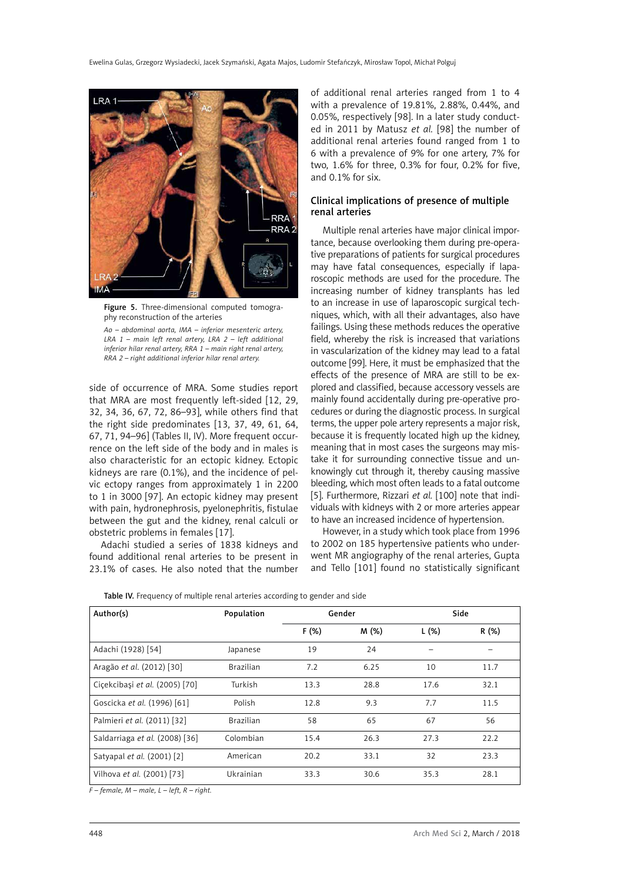Figure 5. Three-dimensional computed tomography reconstruction of the arteries

*Ao – abdominal aorta, IMA – inferior mesenteric artery, LRA 1 – main left renal artery, LRA 2 – left additional inferior hilar renal artery, RRA 1 – main right renal artery, RRA 2 – right additional inferior hilar renal artery.*

side of occurrence of MRA. Some studies report that MRA are most frequently left-sided [12, 29, 32, 34, 36, 67, 72, 86–93], while others find that the right side predominates [13, 37, 49, 61, 64, 67, 71, 94–96] (Tables II, IV). More frequent occurrence on the left side of the body and in males is also characteristic for an ectopic kidney. Ectopic kidneys are rare (0.1%), and the incidence of pelvic ectopy ranges from approximately 1 in 2200 to 1 in 3000 [97]. An ectopic kidney may present with pain, hydronephrosis, pyelonephritis, fistulae between the gut and the kidney, renal calculi or obstetric problems in females [17].

Adachi studied a series of 1838 kidneys and found additional renal arteries to be present in 23.1% of cases. He also noted that the number of additional renal arteries ranged from 1 to 4 with a prevalence of 19.81%, 2.88%, 0.44%, and 0.05%, respectively [98]. In a later study conducted in 2011 by Matusz *et al.* [98] the number of additional renal arteries found ranged from 1 to 6 with a prevalence of 9% for one artery, 7% for two, 1.6% for three, 0.3% for four, 0.2% for five, and 0.1% for six.

## Clinical implications of presence of multiple renal arteries

Multiple renal arteries have major clinical importance, because overlooking them during pre-operative preparations of patients for surgical procedures may have fatal consequences, especially if laparoscopic methods are used for the procedure. The increasing number of kidney transplants has led to an increase in use of laparoscopic surgical techniques, which, with all their advantages, also have failings. Using these methods reduces the operative field, whereby the risk is increased that variations in vascularization of the kidney may lead to a fatal outcome [99]. Here, it must be emphasized that the effects of the presence of MRA are still to be explored and classified, because accessory vessels are mainly found accidentally during pre-operative procedures or during the diagnostic process. In surgical terms, the upper pole artery represents a major risk, because it is frequently located high up the kidney, meaning that in most cases the surgeons may mistake it for surrounding connective tissue and unknowingly cut through it, thereby causing massive bleeding, which most often leads to a fatal outcome [5]. Furthermore, Rizzari *et al.* [100] note that individuals with kidneys with 2 or more arteries appear to have an increased incidence of hypertension.

However, in a study which took place from 1996 to 2002 on 185 hypertensive patients who underwent MR angiography of the renal arteries, Gupta and Tello [101] found no statistically significant

Table IV. Frequency of multiple renal arteries according to gender and side

| Author(s) | Population | Gender | | Side | |
|---|---|---|---|---|---|
| | | F (%) | M (%) | L (%) | R (%) |
| Adachi (1928) [54] | Japanese | 19 | 24 | – | – |
| Aragão *et al.* (2012) [30] | Brazilian | 7.2 | 6.25 | 10 | 11.7 |
| Ciçekcibaşi *et al.* (2005) [70] | Turkish | 13.3 | 28.8 | 17.6 | 32.1 |
| Goscicka *et al.* (1996) [61] | Polish | 12.8 | 9.3 | 7.7 | 11.5 |
| Palmieri *et al.* (2011) [32] | Brazilian | 58 | 65 | 67 | 56 |
| Saldarriaga *et al.* (2008) [36] | Colombian | 15.4 | 26.3 | 27.3 | 22.2 |
| Satyapal *et al.* (2001) [2] | American | 20.2 | 33.1 | 32 | 23.3 |
| Vilhova *et al.* (2001) [73] | Ukrainian | 33.3 | 30.6 | 35.3 | 28.1 |

*F – female, M – male, L – left, R – right.*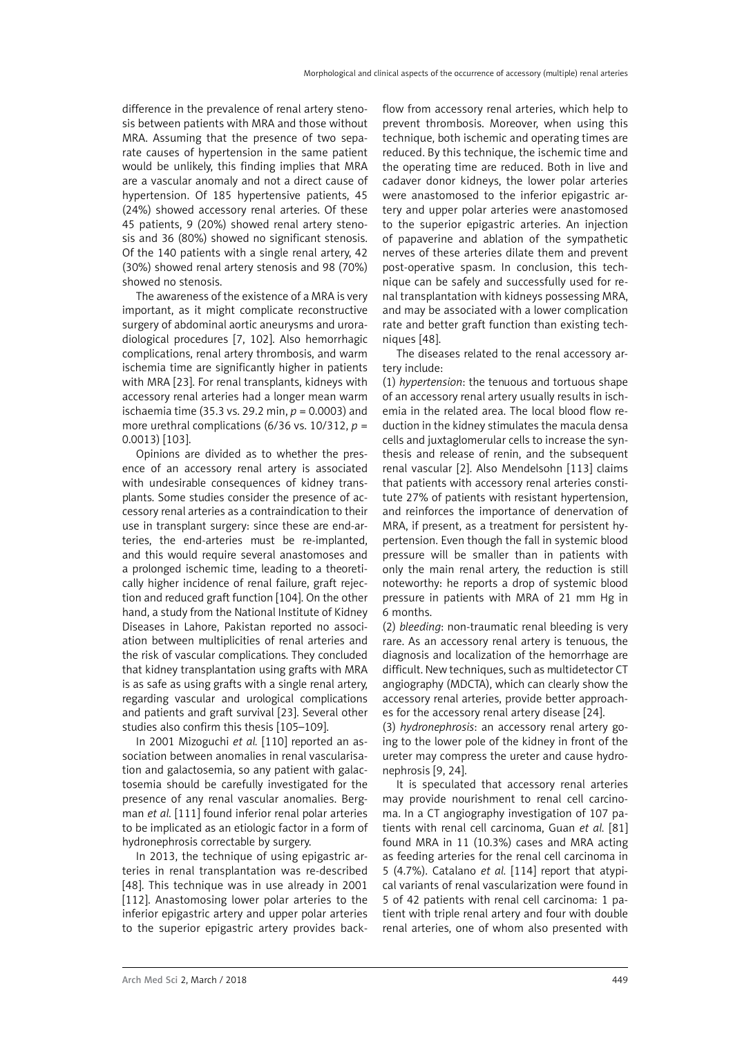difference in the prevalence of renal artery stenosis between patients with MRA and those without MRA. Assuming that the presence of two separate causes of hypertension in the same patient would be unlikely, this finding implies that MRA are a vascular anomaly and not a direct cause of hypertension. Of 185 hypertensive patients, 45 (24%) showed accessory renal arteries. Of these 45 patients, 9 (20%) showed renal artery stenosis and 36 (80%) showed no significant stenosis. Of the 140 patients with a single renal artery, 42 (30%) showed renal artery stenosis and 98 (70%) showed no stenosis.

The awareness of the existence of a MRA is very important, as it might complicate reconstructive surgery of abdominal aortic aneurysms and uroradiological procedures [7, 102]. Also hemorrhagic complications, renal artery thrombosis, and warm ischemia time are significantly higher in patients with MRA [23]. For renal transplants, kidneys with accessory renal arteries had a longer mean warm ischaemia time (35.3 vs. 29.2 min, $p = 0.0003$) and more urethral complications (6/36 vs. 10/312, $p = 0.0013$) [103].

Opinions are divided as to whether the presence of an accessory renal artery is associated with undesirable consequences of kidney transplants. Some studies consider the presence of accessory renal arteries as a contraindication to their use in transplant surgery: since these are end-arteries, the end-arteries must be re-implanted, and this would require several anastomoses and a prolonged ischemic time, leading to a theoretically higher incidence of renal failure, graft rejection and reduced graft function [104]. On the other hand, a study from the National Institute of Kidney Diseases in Lahore, Pakistan reported no association between multiplicities of renal arteries and the risk of vascular complications. They concluded that kidney transplantation using grafts with MRA is as safe as using grafts with a single renal artery, regarding vascular and urological complications and patients and graft survival [23]. Several other studies also confirm this thesis [105–109].

In 2001 Mizoguchi *et al.* [110] reported an association between anomalies in renal vascularisation and galactosemia, so any patient with galactosemia should be carefully investigated for the presence of any renal vascular anomalies. Bergman *et al.* [111] found inferior renal polar arteries to be implicated as an etiologic factor in a form of hydronephrosis correctable by surgery.

In 2013, the technique of using epigastric arteries in renal transplantation was re-described [48]. This technique was in use already in 2001 [112]. Anastomosing lower polar arteries to the inferior epigastric artery and upper polar arteries to the superior epigastric artery provides backflow from accessory renal arteries, which help to prevent thrombosis. Moreover, when using this technique, both ischemic and operating times are reduced. By this technique, the ischemic time and the operating time are reduced. Both in live and cadaver donor kidneys, the lower polar arteries were anastomosed to the inferior epigastric artery and upper polar arteries were anastomosed to the superior epigastric arteries. An injection of papaverine and ablation of the sympathetic nerves of these arteries dilate them and prevent post-operative spasm. In conclusion, this technique can be safely and successfully used for renal transplantation with kidneys possessing MRA, and may be associated with a lower complication rate and better graft function than existing techniques [48].

The diseases related to the renal accessory artery include:

(1) *hypertension*: the tenuous and tortuous shape of an accessory renal artery usually results in ischemia in the related area. The local blood flow reduction in the kidney stimulates the macula densa cells and juxtaglomerular cells to increase the synthesis and release of renin, and the subsequent renal vascular [2]. Also Mendelsohn [113] claims that patients with accessory renal arteries constitute 27% of patients with resistant hypertension, and reinforces the importance of denervation of MRA, if present, as a treatment for persistent hypertension. Even though the fall in systemic blood pressure will be smaller than in patients with only the main renal artery, the reduction is still noteworthy: he reports a drop of systemic blood pressure in patients with MRA of 21 mm Hg in 6 months.

(2) *bleeding*: non-traumatic renal bleeding is very rare. As an accessory renal artery is tenuous, the diagnosis and localization of the hemorrhage are difficult. New techniques, such as multidetector CT angiography (MDCTA), which can clearly show the accessory renal arteries, provide better approaches for the accessory renal artery disease [24].

(3) *hydronephrosis*: an accessory renal artery going to the lower pole of the kidney in front of the ureter may compress the ureter and cause hydronephrosis [9, 24].

It is speculated that accessory renal arteries may provide nourishment to renal cell carcinoma. In a CT angiography investigation of 107 patients with renal cell carcinoma, Guan *et al.* [81] found MRA in 11 (10.3%) cases and MRA acting as feeding arteries for the renal cell carcinoma in 5 (4.7%). Catalano *et al.* [114] report that atypical variants of renal vascularization were found in 5 of 42 patients with renal cell carcinoma: 1 patient with triple renal artery and four with double renal arteries, one of whom also presented with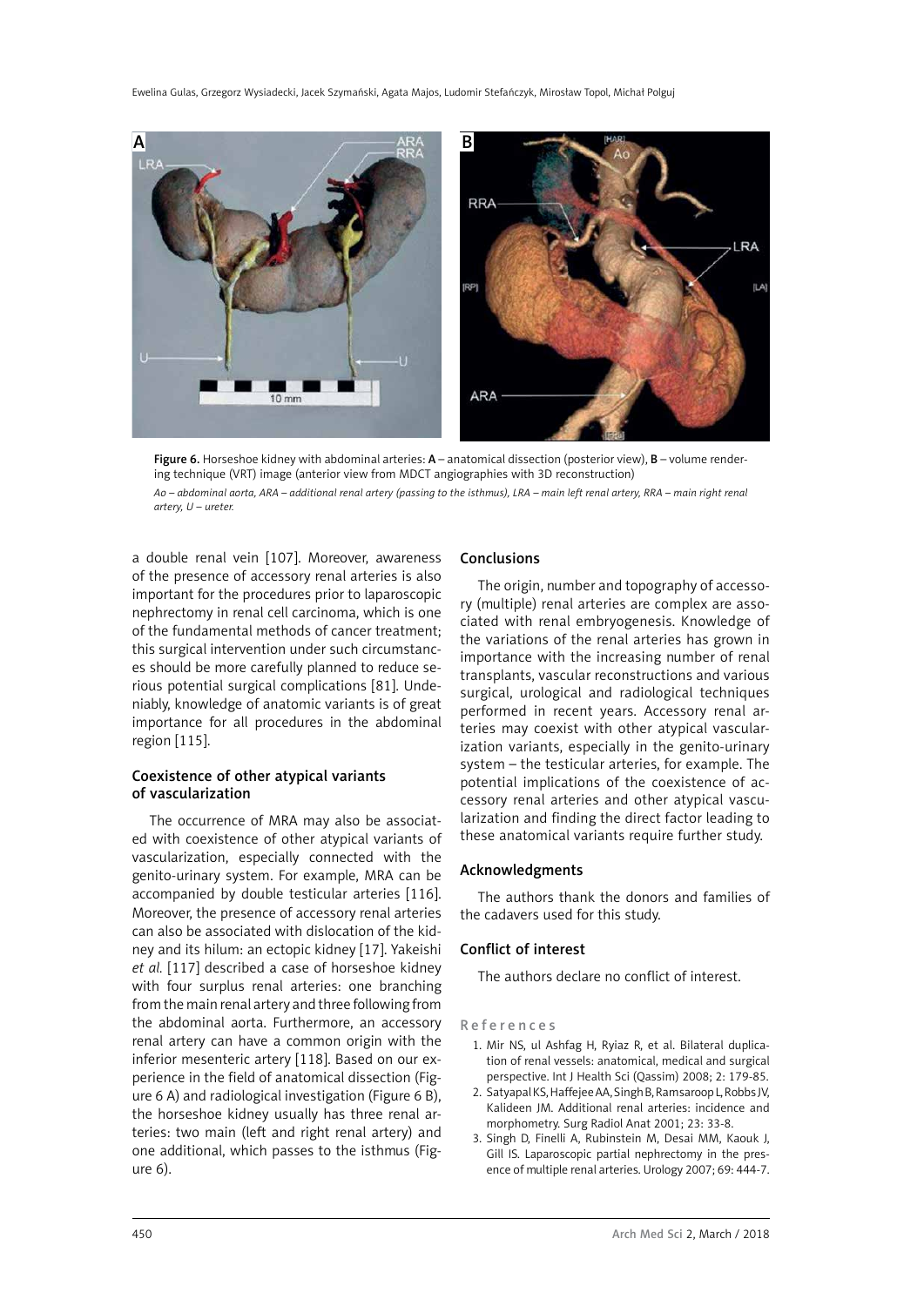Figure 6. Horseshoe kidney with abdominal arteries: A – anatomical dissection (posterior view), B – volume rendering technique (VRT) image (anterior view from MDCT angiographies with 3D reconstruction)

*Ao – abdominal aorta, ARA – additional renal artery (passing to the isthmus), LRA – main left renal artery, RRA – main right renal artery, U – ureter.*

a double renal vein [107]. Moreover, awareness of the presence of accessory renal arteries is also important for the procedures prior to laparoscopic nephrectomy in renal cell carcinoma, which is one of the fundamental methods of cancer treatment; this surgical intervention under such circumstances should be more carefully planned to reduce serious potential surgical complications [81]. Undeniably, knowledge of anatomic variants is of great importance for all procedures in the abdominal region [115].

## Coexistence of other atypical variants of vascularization

The occurrence of MRA may also be associated with coexistence of other atypical variants of vascularization, especially connected with the genito-urinary system. For example, MRA can be accompanied by double testicular arteries [116]. Moreover, the presence of accessory renal arteries can also be associated with dislocation of the kidney and its hilum: an ectopic kidney [17]. Yakeishi *et al.* [117] described a case of horseshoe kidney with four surplus renal arteries: one branching from the main renal artery and three following from the abdominal aorta. Furthermore, an accessory renal artery can have a common origin with the inferior mesenteric artery [118]. Based on our experience in the field of anatomical dissection (Figure 6 A) and radiological investigation (Figure 6 B), the horseshoe kidney usually has three renal arteries: two main (left and right renal artery) and one additional, which passes to the isthmus (Figure 6).

## Conclusions

The origin, number and topography of accessory (multiple) renal arteries are complex are associated with renal embryogenesis. Knowledge of the variations of the renal arteries has grown in importance with the increasing number of renal transplants, vascular reconstructions and various surgical, urological and radiological techniques performed in recent years. Accessory renal arteries may coexist with other atypical vascularization variants, especially in the genito-urinary system – the testicular arteries, for example. The potential implications of the coexistence of accessory renal arteries and other atypical vascularization and finding the direct factor leading to these anatomical variants require further study.

## Acknowledgments

The authors thank the donors and families of the cadavers used for this study.

## Conflict of interest

The authors declare no conflict of interest.

## References

1. Mir NS, ul Ashfag H, Ryiaz R, et al. Bilateral duplication of renal vessels: anatomical, medical and surgical perspective. Int J Health Sci (Qassim) 2008; 2: 179-85.
2. Satyapal KS, Haffejee AA, Singh B, Ramsaroop L, Robbs JV, Kalideen JM. Additional renal arteries: incidence and morphometry. Surg Radiol Anat 2001; 23: 33-8.
3. Singh D, Finelli A, Rubinstein M, Desai MM, Kaouk J, Gill IS. Laparoscopic partial nephrectomy in the presence of multiple renal arteries. Urology 2007; 69: 444-7.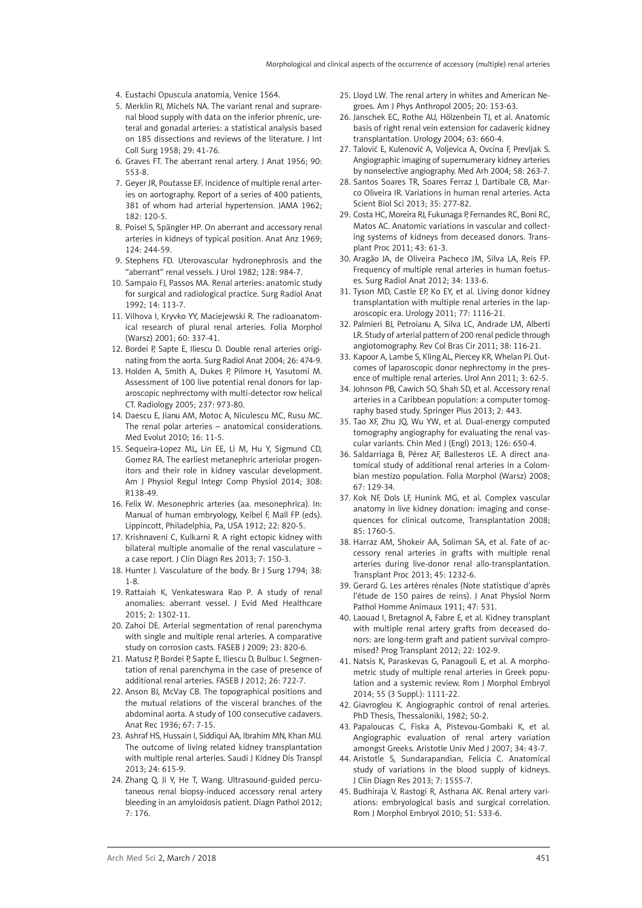4. Eustachi Opuscula anatomia, Venice 1564.
5. Merklin RJ, Michels NA. The variant renal and suprarenal blood supply with data on the inferior phrenic, ureteral and gonadal arteries: a statistical analysis based on 185 dissections and reviews of the literature. J Int Coll Surg 1958; 29: 41-76.
6. Graves FT. The aberrant renal artery. J Anat 1956; 90: 553-8.
7. Geyer JR, Poutasse EF. Incidence of multiple renal arteries on aortography. Report of a series of 400 patients, 381 of whom had arterial hypertension. JAMA 1962; 182: 120-5.
8. Poisel S, Spängler HP. On aberrant and accessory renal arteries in kidneys of typical position. Anat Anz 1969; 124: 244-59.
9. Stephens FD. Uterovascular hydronephrosis and the "aberrant" renal vessels. J Urol 1982; 128: 984-7.
10. Sampaio FJ, Passos MA. Renal arteries: anatomic study for surgical and radiological practice. Surg Radiol Anat 1992; 14: 113-7.
11. Vilhova I, Kryvko YY, Maciejewski R. The radioanatomical research of plural renal arteries. Folia Morphol (Warsz) 2001; 60: 337-41.
12. Bordei P, Sapte E, Iliescu D. Double renal arteries originating from the aorta. Surg Radiol Anat 2004; 26: 474-9.
13. Holden A, Smith A, Dukes P, Pilmore H, Yasutomi M. Assessment of 100 live potential renal donors for laparoscopic nephrectomy with multi-detector row helical CT. Radiology 2005; 237: 973-80.
14. Daescu E, Jianu AM, Motoc A, Niculescu MC, Rusu MC. The renal polar arteries – anatomical considerations. Med Evolut 2010; 16: 11-5.
15. Sequeira-Lopez ML, Lin EE, Li M, Hu Y, Sigmund CD, Gomez RA. The earliest metanephric arteriolar progenitors and their role in kidney vascular development. Am J Physiol Regul Integr Comp Physiol 2014; 308: R138-49.
16. Felix W. Mesonephric arteries (aa. mesonephrica). In: Manual of human embryology, Keibel F, Mall FP (eds). Lippincott, Philadelphia, Pa, USA 1912; 22: 820-5.
17. Krishnaveni C, Kulkarni R. A right ectopic kidney with bilateral multiple anomalie of the renal vasculature – a case report. J Clin Diagn Res 2013; 7: 150-3.
18. Hunter J. Vasculature of the body. Br J Surg 1794; 38: 1-8.
19. Rattaiah K, Venkateswara Rao P. A study of renal anomalies: aberrant vessel. J Evid Med Healthcare 2015; 2: 1302-11.
20. Zahoi DE. Arterial segmentation of renal parenchyma with single and multiple renal arteries. A comparative study on corrosion casts. FASEB J 2009; 23: 820-6.
21. Matusz P, Bordei P, Sapte E, Iliescu D, Bulbuc I. Segmentation of renal parenchyma in the case of presence of additional renal arteries. FASEB J 2012; 26: 722-7.
22. Anson BJ, McVay CB. The topographical positions and the mutual relations of the visceral branches of the abdominal aorta. A study of 100 consecutive cadavers. Anat Rec 1936; 67: 7-15.
23. Ashraf HS, Hussain I, Siddiqui AA, Ibrahim MN, Khan MU. The outcome of living related kidney transplantation with multiple renal arteries. Saudi J Kidney Dis Transpl 2013; 24: 615-9.
24. Zhang Q, Ji Y, He T, Wang. Ultrasound-guided percutaneous renal biopsy-induced accessory renal artery bleeding in an amyloidosis patient. Diagn Pathol 2012; 7: 176.
25. Lloyd LW. The renal artery in whites and American Negroes. Am J Phys Anthropol 2005; 20: 153-63.
26. Janschek EC, Rothe AU, Hölzenbein TJ, et al. Anatomic basis of right renal vein extension for cadaveric kidney transplantation. Urology 2004; 63: 660-4.
27. Talović E, Kulenović A, Voljevica A, Ovcina F, Prevljak S. Angiographic imaging of supernumerary kidney arteries by nonselective angiography. Med Arh 2004; 58: 263-7.
28. Santos Soares TR, Soares Ferraz J, Dartibale CB, Marco Oliveira IR. Variations in human renal arteries. Acta Scient Biol Sci 2013; 35: 277-82.
29. Costa HC, Moreira RJ, Fukunaga P, Fernandes RC, Boni RC, Matos AC. Anatomic variations in vascular and collecting systems of kidneys from deceased donors. Transplant Proc 2011; 43: 61-3.
30. Aragão JA, de Oliveira Pacheco JM, Silva LA, Reis FP. Frequency of multiple renal arteries in human foetuses. Surg Radiol Anat 2012; 34: 133-6.
31. Tyson MD, Castle EP, Ko EY, et al. Living donor kidney transplantation with multiple renal arteries in the laparoscopic era. Urology 2011; 77: 1116-21.
32. Palmieri BJ, Petroianu A, Silva LC, Andrade LM, Alberti LR. Study of arterial pattern of 200 renal pedicle through angiotomography. Rev Col Bras Cir 2011; 38: 116-21.
33. Kapoor A, Lambe S, Kling AL, Piercey KR, Whelan PJ. Outcomes of laparoscopic donor nephrectomy in the presence of multiple renal arteries. Urol Ann 2011; 3: 62-5.
34. Johnson PB, Cawich SO, Shah SD, et al. Accessory renal arteries in a Caribbean population: a computer tomography based study. Springer Plus 2013; 2: 443.
35. Tao XF, Zhu JQ, Wu YW, et al. Dual-energy computed tomography angiography for evaluating the renal vascular variants. Chin Med J (Engl) 2013; 126: 650-4.
36. Saldarriaga B, Pérez AF, Ballesteros LE. A direct anatomical study of additional renal arteries in a Colombian mestizo population. Folia Morphol (Warsz) 2008; 67: 129-34.
37. Kok NF, Dols LF, Hunink MG, et al. Complex vascular anatomy in live kidney donation: imaging and consequences for clinical outcome, Transplantation 2008; 85: 1760-5.
38. Harraz AM, Shokeir AA, Soliman SA, et al. Fate of accessory renal arteries in grafts with multiple renal arteries during live-donor renal allo-transplantation. Transplant Proc 2013; 45: 1232-6.
39. Gerard G. Les artères rénales (Note statistique d'après l'étude de 150 paires de reins). J Anat Physiol Norm Pathol Homme Animaux 1911; 47: 531.
40. Laouad I, Bretagnol A, Fabre E, et al. Kidney transplant with multiple renal artery grafts from deceased donors: are long-term graft and patient survival compromised? Prog Transplant 2012; 22: 102-9.
41. Natsis K, Paraskevas G, Panagouli E, et al. A morphometric study of multiple renal arteries in Greek population and a systemic review. Rom J Morphol Embryol 2014; 55 (3 Suppl.): 1111-22.
42. Giavroglou K. Angiographic control of renal arteries. PhD Thesis, Thessaloniki, 1982; 50-2.
43. Papaloucas C, Fiska A, Pistevou-Gombaki K, et al. Angiographic evaluation of renal artery variation amongst Greeks. Aristotle Univ Med J 2007; 34: 43-7.
44. Aristotle S, Sundarapandian, Felicia C. Anatomical study of variations in the blood supply of kidneys. J Clin Diagn Res 2013; 7: 1555-7.
45. Budhiraja V, Rastogi R, Asthana AK. Renal artery variations: embryological basis and surgical correlation. Rom J Morphol Embryol 2010; 51: 533-6.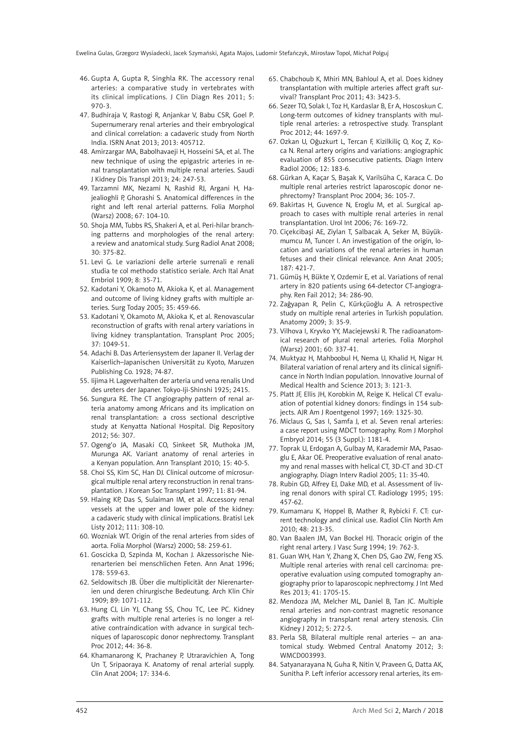46. Gupta A, Gupta R, Singhla RK. The accessory renal arteries: a comparative study in vertebrates with its clinical implications. J Clin Diagn Res 2011; 5: 970-3.
47. Budhiraja V, Rastogi R, Anjankar V, Babu CSR, Goel P. Supernumerary renal arteries and their embryological and clinical correlation: a cadaveric study from North India. ISRN Anat 2013; 2013: 405712.
48. Amirzargar MA, Babolhavaeji H, Hosseini SA, et al. The new technique of using the epigastric arteries in renal transplantation with multiple renal arteries. Saudi J Kidney Dis Transpl 2013; 24: 247-53.
49. Tarzamni MK, Nezami N, Rashid RJ, Argani H, Hajealioghli P, Ghorashi S. Anatomical differences in the right and left renal arterial patterns. Folia Morphol (Warsz) 2008; 67: 104-10.
50. Shoja MM, Tubbs RS, Shakeri A, et al. Peri-hilar branching patterns and morphologies of the renal artery: a review and anatomical study. Surg Radiol Anat 2008; 30: 375-82.
51. Levi G. Le variazioni delle arterie surrenali e renali studia te col methodo statistico seriale. Arch Ital Anat Embriol 1909; 8: 35-71.
52. Kadotani Y, Okamoto M, Akioka K, et al. Management and outcome of living kidney grafts with multiple arteries. Surg Today 2005; 35: 459-66.
53. Kadotani Y, Okamoto M, Akioka K, et al. Renovascular reconstruction of grafts with renal artery variations in living kidney transplantation. Transplant Proc 2005; 37: 1049-51.
54. Adachi B. Das Arteriensystem der Japaner II. Verlag der Kaiserlich–Japanischen Universität zu Kyoto, Maruzen Publishing Co. 1928; 74-87.
55. Iijima H. Lageverhalten der arteria und vena renalis Und des ureters der Japaner. Tokyo-Iji-Shinshi 1925; 2415.
56. Sungura RE. The CT angiography pattern of renal arteria anatomy among Africans and its implication on renal transplantation: a cross sectional descriptive study at Kenyatta National Hospital. Dig Repository 2012; 56: 307.
57. Ogeng'o JA, Masaki CO, Sinkeet SR, Muthoka JM, Murunga AK. Variant anatomy of renal arteries in a Kenyan population. Ann Transplant 2010; 15: 40-5.
58. Choi SS, Kim SC, Han DJ. Clinical outcome of microsurgical multiple renal artery reconstruction in renal transplantation. J Korean Soc Transplant 1997; 11: 81-94.
59. Hlaing KP, Das S, Sulaiman IM, et al. Accessory renal vessels at the upper and lower pole of the kidney: a cadaveric study with clinical implications. Bratisl Lek Listy 2012; 111: 308-10.
60. Wozniak WT. Origin of the renal arteries from sides of aorta. Folia Morphol (Warsz) 2000; 58: 259-61.
61. Goscicka D, Szpinda M, Kochan J. Akzessorische Nierenarterien bei menschlichen Feten. Ann Anat 1996; 178: 559-63.
62. Seldowitsch JB. Über die multiplicität der Nierenarterien und deren chirurgische Bedeutung. Arch Klin Chir 1909; 89: 1071-112.
63. Hung CJ, Lin YJ, Chang SS, Chou TC, Lee PC. Kidney grafts with multiple renal arteries is no longer a relative contraindication with advance in surgical techniques of laparoscopic donor nephrectomy. Transplant Proc 2012; 44: 36-8.
64. Khamanarong K, Prachaney P, Utraravichien A, Tong Un T, Sripaoraya K. Anatomy of renal arterial supply. Clin Anat 2004; 17: 334-6.
65. Chabchoub K, Mhiri MN, Bahloul A, et al. Does kidney transplantation with multiple arteries affect graft survival? Transplant Proc 2011; 43: 3423-5.
66. Sezer TO, Solak I, Toz H, Kardaslar B, Er A, Hoscoskun C. Long-term outcomes of kidney transplants with multiple renal arteries: a retrospective study. Transplant Proc 2012; 44: 1697-9.
67. Ozkan U, Oğuzkurt L, Tercan F, Kizilkiliç O, Koç Z, Koca N. Renal artery origins and variations: angiographic evaluation of 855 consecutive patients. Diagn Interv Radiol 2006; 12: 183-6.
68. Gürkan A, Kaçar S, Başak K, Varilsüha C, Karaca C. Do multiple renal arteries restrict laparoscopic donor nephrectomy? Transplant Proc 2004; 36: 105-7.
69. Bakirtas H, Guvence N, Eroglu M, et al. Surgical approach to cases with multiple renal arteries in renal transplantation. Urol Int 2006; 76: 169-72.
70. Ciçekcibaşi AE, Ziylan T, Salbacak A, Seker M, Büyükmumcu M, Tuncer I. An investigation of the origin, location and variations of the renal arteries in human fetuses and their clinical relevance. Ann Anat 2005; 187: 421-7.
71. Gümüş H, Bükte Y, Ozdemir E, et al. Variations of renal artery in 820 patients using 64-detector CT-angiography. Ren Fail 2012; 34: 286-90.
72. Zağyapan R, Pelin C, Kürkçüoğlu A. A retrospective study on multiple renal arteries in Turkish population. Anatomy 2009; 3: 35-9.
73. Vilhova I, Kryvko YY, Maciejewski R. The radioanatomical research of plural renal arteries. Folia Morphol (Warsz) 2001; 60: 337-41.
74. Muktyaz H, Mahboobul H, Nema U, Khalid H, Nigar H. Bilateral variation of renal artery and its clinical significance in North Indian population. Innovative Journal of Medical Health and Science 2013; 3: 121-3.
75. Platt JF, Ellis JH, Korobkin M, Reige K. Helical CT evaluation of potential kidney donors: findings in 154 subjects. AJR Am J Roentgenol 1997; 169: 1325-30.
76. Miclaus G, Sas I, Samfa J, et al. Seven renal arteries: a case report using MDCT tomography. Rom J Morphol Embryol 2014; 55 (3 Suppl.): 1181-4.
77. Toprak U, Erdogan A, Gulbay M, Karademir MA, Pasaoglu E, Akar OE. Preoperative evaluation of renal anatomy and renal masses with helical CT, 3D-CT and 3D-CT angiography. Diagn Interv Radiol 2005; 11: 35-40.
78. Rubin GD, Alfrey EJ, Dake MD, et al. Assessment of living renal donors with spiral CT. Radiology 1995; 195: 457-62.
79. Kumamaru K, Hoppel B, Mather R, Rybicki F. CT: current technology and clinical use. Radiol Clin North Am 2010; 48: 213-35.
80. Van Baalen JM, Van Bockel HJ. Thoracic origin of the right renal artery. J Vasc Surg 1994; 19: 762-3.
81. Guan WH, Han Y, Zhang X, Chen DS, Gao ZW, Feng XS. Multiple renal arteries with renal cell carcinoma: preoperative evaluation using computed tomography angiography prior to laparoscopic nephrectomy. J Int Med Res 2013; 41: 1705-15.
82. Mendoza JM, Melcher ML, Daniel B, Tan JC. Multiple renal arteries and non-contrast magnetic resonance angiography in transplant renal artery stenosis. Clin Kidney J 2012; 5: 272-5.
83. Perla SB, Bilateral multiple renal arteries – an anatomical study. Webmed Central Anatomy 2012; 3: WMCD003993.
84. Satyanarayana N, Guha R, Nitin V, Praveen G, Datta AK, Sunitha P. Left inferior accessory renal arteries, its em-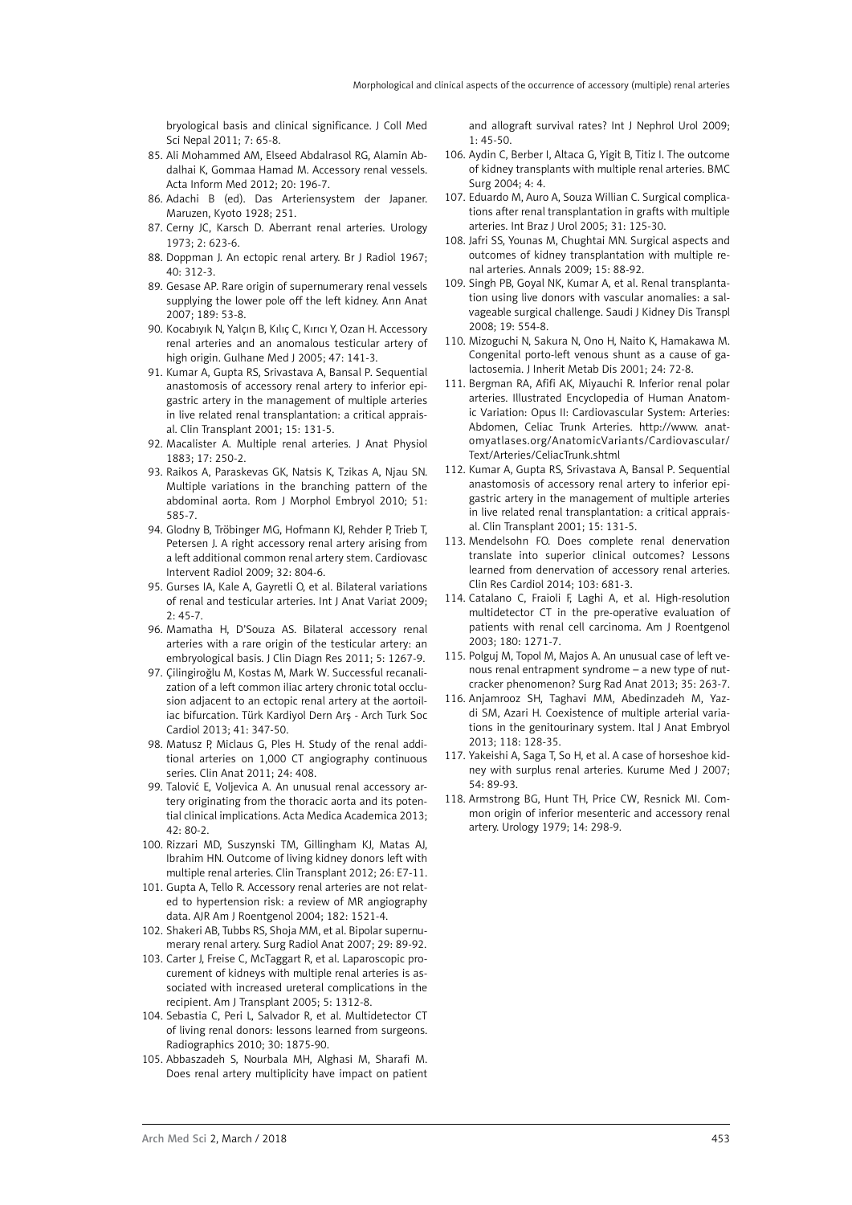bryological basis and clinical significance. J Coll Med Sci Nepal 2011; 7: 65-8.

85. Ali Mohammed AM, Elseed Abdalrasol RG, Alamin Abdalhai K, Gommaa Hamad M. Accessory renal vessels. Acta Inform Med 2012; 20: 196-7.
86. Adachi B (ed). Das Arteriensystem der Japaner. Maruzen, Kyoto 1928; 251.
87. Cerny JC, Karsch D. Aberrant renal arteries. Urology 1973; 2: 623-6.
88. Doppman J. An ectopic renal artery. Br J Radiol 1967; 40: 312-3.
89. Gesase AP. Rare origin of supernumerary renal vessels supplying the lower pole off the left kidney. Ann Anat 2007; 189: 53-8.
90. Kocabıyık N, Yalçın B, Kılıç C, Kırıcı Y, Ozan H. Accessory renal arteries and an anomalous testicular artery of high origin. Gulhane Med J 2005; 47: 141-3.
91. Kumar A, Gupta RS, Srivastava A, Bansal P. Sequential anastomosis of accessory renal artery to inferior epigastric artery in the management of multiple arteries in live related renal transplantation: a critical appraisal. Clin Transplant 2001; 15: 131-5.
92. Macalister A. Multiple renal arteries. J Anat Physiol 1883; 17: 250-2.
93. Raikos A, Paraskevas GK, Natsis K, Tzikas A, Njau SN. Multiple variations in the branching pattern of the abdominal aorta. Rom J Morphol Embryol 2010; 51: 585-7.
94. Glodny B, Tröbinger MG, Hofmann KJ, Rehder P, Trieb T, Petersen J. A right accessory renal artery arising from a left additional common renal artery stem. Cardiovasc Intervent Radiol 2009; 32: 804-6.
95. Gurses IA, Kale A, Gayretli O, et al. Bilateral variations of renal and testicular arteries. Int J Anat Variat 2009; 2: 45-7.
96. Mamatha H, D'Souza AS. Bilateral accessory renal arteries with a rare origin of the testicular artery: an embryological basis. J Clin Diagn Res 2011; 5: 1267-9.
97. Çilingiroğlu M, Kostas M, Mark W. Successful recanalization of a left common iliac artery chronic total occlusion adjacent to an ectopic renal artery at the aortoiliac bifurcation. Türk Kardiyol Dern Arş - Arch Turk Soc Cardiol 2013; 41: 347-50.
98. Matusz P, Miclaus G, Ples H. Study of the renal additional arteries on 1,000 CT angiography continuous series. Clin Anat 2011; 24: 408.
99. Talović E, Voljevica A. An unusual renal accessory artery originating from the thoracic aorta and its potential clinical implications. Acta Medica Academica 2013; 42: 80-2.
100. Rizzari MD, Suszynski TM, Gillingham KJ, Matas AJ, Ibrahim HN. Outcome of living kidney donors left with multiple renal arteries. Clin Transplant 2012; 26: E7-11.
101. Gupta A, Tello R. Accessory renal arteries are not related to hypertension risk: a review of MR angiography data. AJR Am J Roentgenol 2004; 182: 1521-4.
102. Shakeri AB, Tubbs RS, Shoja MM, et al. Bipolar supernumerary renal artery. Surg Radiol Anat 2007; 29: 89-92.
103. Carter J, Freise C, McTaggart R, et al. Laparoscopic procurement of kidneys with multiple renal arteries is associated with increased ureteral complications in the recipient. Am J Transplant 2005; 5: 1312-8.
104. Sebastia C, Peri L, Salvador R, et al. Multidetector CT of living renal donors: lessons learned from surgeons. Radiographics 2010; 30: 1875-90.
105. Abbaszadeh S, Nourbala MH, Alghasi M, Sharafi M. Does renal artery multiplicity have impact on patient and allograft survival rates? Int J Nephrol Urol 2009; 1: 45-50.
106. Aydin C, Berber I, Altaca G, Yigit B, Titiz I. The outcome of kidney transplants with multiple renal arteries. BMC Surg 2004; 4: 4.
107. Eduardo M, Auro A, Souza Willian C. Surgical complications after renal transplantation in grafts with multiple arteries. Int Braz J Urol 2005; 31: 125-30.
108. Jafri SS, Younas M, Chughtai MN. Surgical aspects and outcomes of kidney transplantation with multiple renal arteries. Annals 2009; 15: 88-92.
109. Singh PB, Goyal NK, Kumar A, et al. Renal transplantation using live donors with vascular anomalies: a salvageable surgical challenge. Saudi J Kidney Dis Transpl 2008; 19: 554-8.
110. Mizoguchi N, Sakura N, Ono H, Naito K, Hamakawa M. Congenital porto-left venous shunt as a cause of galactosemia. J Inherit Metab Dis 2001; 24: 72-8.
111. Bergman RA, Afifi AK, Miyauchi R. Inferior renal polar arteries. Illustrated Encyclopedia of Human Anatomic Variation: Opus II: Cardiovascular System: Arteries: Abdomen, Celiac Trunk Arteries. http://www.anatomyatlases.org/AnatomicVariants/Cardiovascular/Text/Arteries/CeliacTrunk.shtml
112. Kumar A, Gupta RS, Srivastava A, Bansal P. Sequential anastomosis of accessory renal artery to inferior epigastric artery in the management of multiple arteries in live related renal transplantation: a critical appraisal. Clin Transplant 2001; 15: 131-5.
113. Mendelsohn FO. Does complete renal denervation translate into superior clinical outcomes? Lessons learned from denervation of accessory renal arteries. Clin Res Cardiol 2014; 103: 681-3.
114. Catalano C, Fraioli F, Laghi A, et al. High-resolution multidetector CT in the pre-operative evaluation of patients with renal cell carcinoma. Am J Roentgenol 2003; 180: 1271-7.
115. Polguj M, Topol M, Majos A. An unusual case of left venous renal entrapment syndrome – a new type of nutcracker phenomenon? Surg Rad Anat 2013; 35: 263-7.
116. Anjamrooz SH, Taghavi MM, Abedinzadeh M, Yazdi SM, Azari H. Coexistence of multiple arterial variations in the genitourinary system. Ital J Anat Embryol 2013; 118: 128-35.
117. Yakeishi A, Saga T, So H, et al. A case of horseshoe kidney with surplus renal arteries. Kurume Med J 2007; 54: 89-93.
118. Armstrong BG, Hunt TH, Price CW, Resnick MI. Common origin of inferior mesenteric and accessory renal artery. Urology 1979; 14: 298-9.